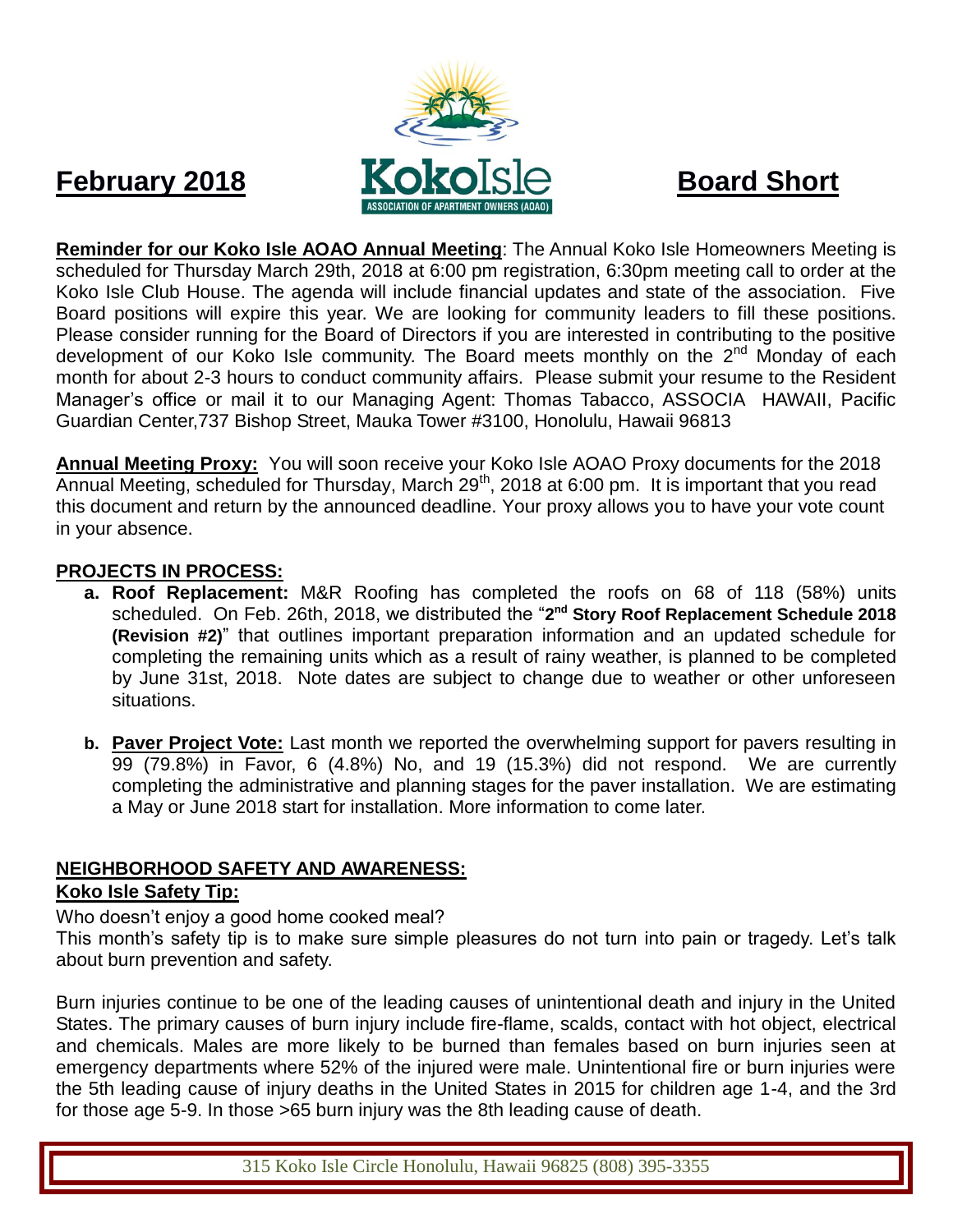# February 2018 KokoIsle Board Short

ASSOCIATION OF APARTMENT OWNERS (AOAO)

**Reminder for our Koko Isle AOAO Annual Meeting**: The Annual Koko Isle Homeowners Meeting is scheduled for Thursday March 29th, 2018 at 6:00 pm registration, 6:30pm meeting call to order at the Koko Isle Club House. The agenda will include financial updates and state of the association. Five Board positions will expire this year. We are looking for community leaders to fill these positions. Please consider running for the Board of Directors if you are interested in contributing to the positive development of our Koko Isle community. The Board meets monthly on the 2nd Monday of each month for about 2-3 hours to conduct community affairs. Please submit your resume to the Resident Manager's office or mail it to our Managing Agent: Thomas Tabacco, ASSOCIA HAWAII, Pacific Guardian Center,737 Bishop Street, Mauka Tower #3100, Honolulu, Hawaii 96813

**Annual Meeting Proxy:** You will soon receive your Koko Isle AOAO Proxy documents for the 2018 Annual Meeting, scheduled for Thursday, March 29th, 2018 at 6:00 pm. It is important that you read this document and return by the announced deadline. Your proxy allows you to have your vote count in your absence.

## PROJECTS IN PROCESS:

a. **Roof Replacement:** M&R Roofing has completed the roofs on 68 of 118 (58%) units scheduled. On Feb. 26th, 2018, we distributed the "**2nd Story Roof Replacement Schedule 2018 (Revision #2)**" that outlines important preparation information and an updated schedule for completing the remaining units which as a result of rainy weather, is planned to be completed by June 31st, 2018. Note dates are subject to change due to weather or other unforeseen situations.

b. **Paver Project Vote:** Last month we reported the overwhelming support for pavers resulting in 99 (79.8%) in Favor, 6 (4.8%) No, and 19 (15.3%) did not respond. We are currently completing the administrative and planning stages for the paver installation. We are estimating a May or June 2018 start for installation. More information to come later.

## NEIGHBORHOOD SAFETY AND AWARENESS:

### Koko Isle Safety Tip:

Who doesn't enjoy a good home cooked meal?
This month's safety tip is to make sure simple pleasures do not turn into pain or tragedy. Let's talk about burn prevention and safety.

Burn injuries continue to be one of the leading causes of unintentional death and injury in the United States. The primary causes of burn injury include fire-flame, scalds, contact with hot object, electrical and chemicals. Males are more likely to be burned than females based on burn injuries seen at emergency departments where 52% of the injured were male. Unintentional fire or burn injuries were the 5th leading cause of injury deaths in the United States in 2015 for children age 1-4, and the 3rd for those age 5-9. In those >65 burn injury was the 8th leading cause of death.

315 Koko Isle Circle Honolulu, Hawaii 96825 (808) 395-3355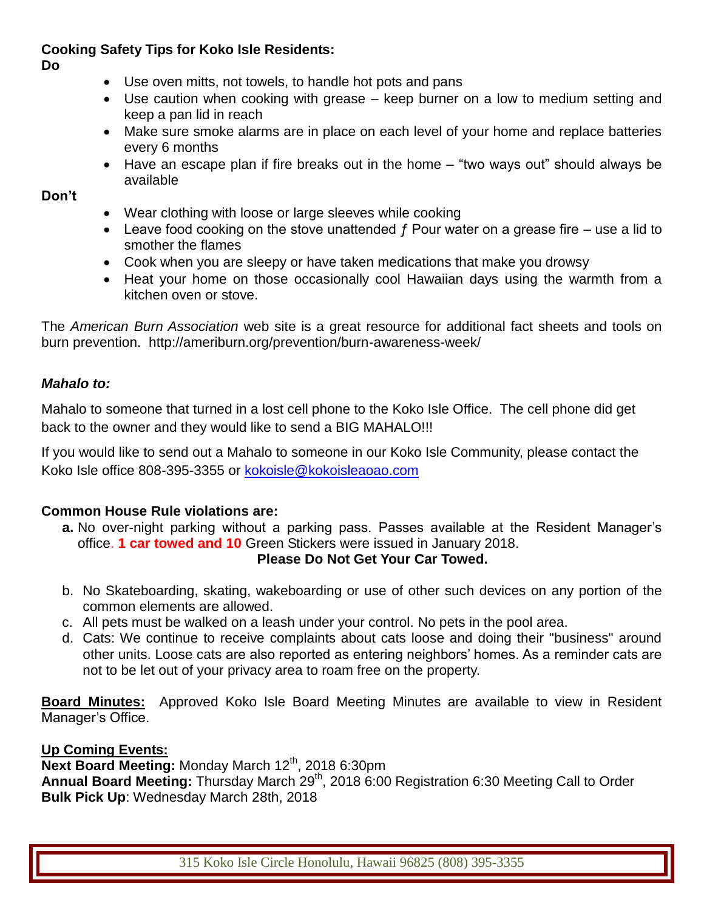**Cooking Safety Tips for Koko Isle Residents:**

**Do**

- Use oven mitts, not towels, to handle hot pots and pans
- Use caution when cooking with grease – keep burner on a low to medium setting and keep a pan lid in reach
- Make sure smoke alarms are in place on each level of your home and replace batteries every 6 months
- Have an escape plan if fire breaks out in the home – "two ways out" should always be available

**Don't**

- Wear clothing with loose or large sleeves while cooking
- Leave food cooking on the stove unattended ƒ Pour water on a grease fire – use a lid to smother the flames
- Cook when you are sleepy or have taken medications that make you drowsy
- Heat your home on those occasionally cool Hawaiian days using the warmth from a kitchen oven or stove.

The *American Burn Association* web site is a great resource for additional fact sheets and tools on burn prevention. http://ameriburn.org/prevention/burn-awareness-week/

***Mahalo to:***

Mahalo to someone that turned in a lost cell phone to the Koko Isle Office. The cell phone did get back to the owner and they would like to send a BIG MAHALO!!!

If you would like to send out a Mahalo to someone in our Koko Isle Community, please contact the Koko Isle office 808-395-3355 or kokoisle@kokoisleaoao.com

**Common House Rule violations are:**

a. No over-night parking without a parking pass. Passes available at the Resident Manager's office. **1 car towed and 10** Green Stickers were issued in January 2018.

   **Please Do Not Get Your Car Towed.**

b. No Skateboarding, skating, wakeboarding or use of other such devices on any portion of the common elements are allowed.
c. All pets must be walked on a leash under your control. No pets in the pool area.
d. Cats: We continue to receive complaints about cats loose and doing their "business" around other units. Loose cats are also reported as entering neighbors' homes. As a reminder cats are not to be let out of your privacy area to roam free on the property.

**Board Minutes:** Approved Koko Isle Board Meeting Minutes are available to view in Resident Manager's Office.

**Up Coming Events:**

**Next Board Meeting:** Monday March 12th, 2018 6:30pm
**Annual Board Meeting:** Thursday March 29th, 2018 6:00 Registration 6:30 Meeting Call to Order
**Bulk Pick Up**: Wednesday March 28th, 2018

315 Koko Isle Circle Honolulu, Hawaii 96825 (808) 395-3355